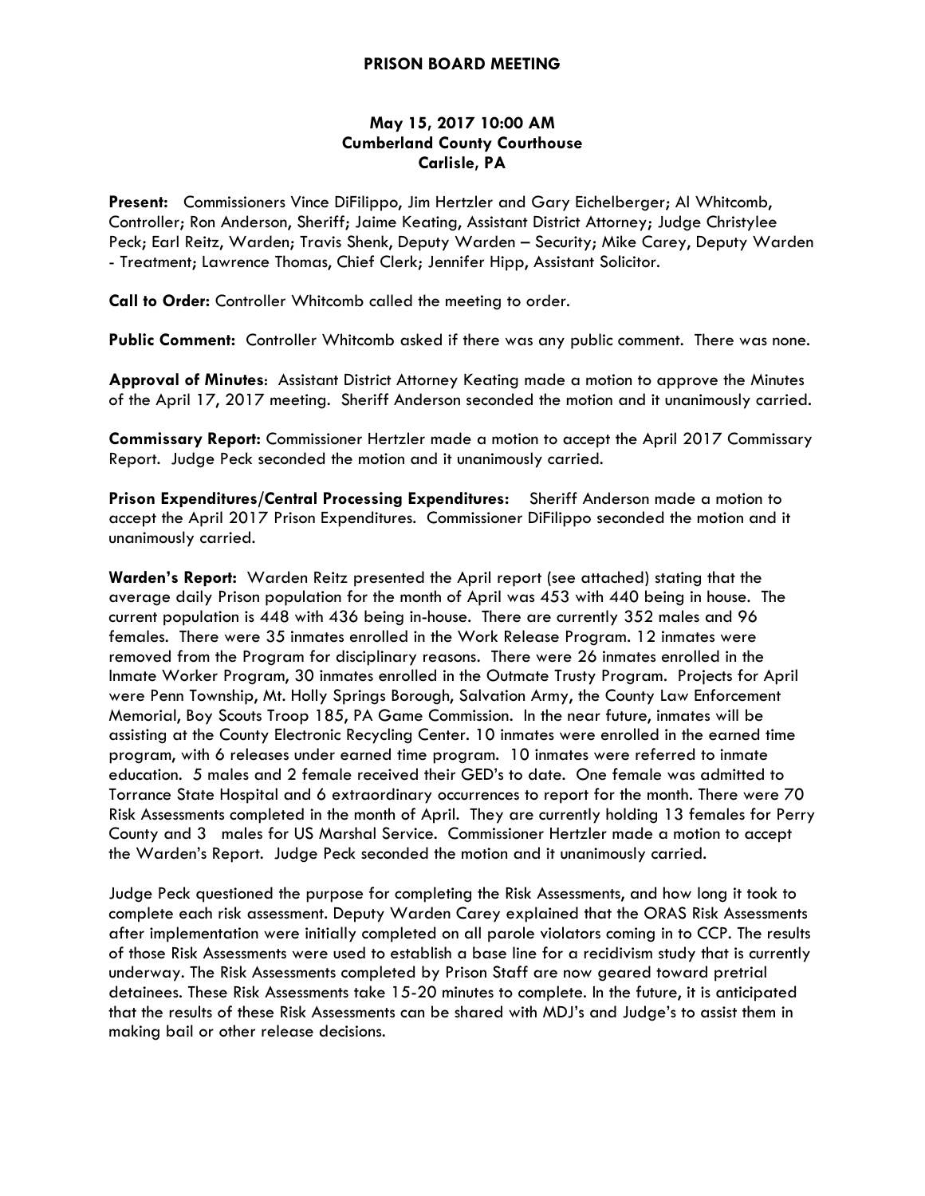# PRISON BOARD MEETING

**May 15, 2017 10:00 AM**
**Cumberland County Courthouse**
**Carlisle, PA**

**Present:** Commissioners Vince DiFilippo, Jim Hertzler and Gary Eichelberger; Al Whitcomb, Controller; Ron Anderson, Sheriff; Jaime Keating, Assistant District Attorney; Judge Christylee Peck; Earl Reitz, Warden; Travis Shenk, Deputy Warden – Security; Mike Carey, Deputy Warden - Treatment; Lawrence Thomas, Chief Clerk; Jennifer Hipp, Assistant Solicitor.

**Call to Order:** Controller Whitcomb called the meeting to order.

**Public Comment:** Controller Whitcomb asked if there was any public comment. There was none.

**Approval of Minutes**: Assistant District Attorney Keating made a motion to approve the Minutes of the April 17, 2017 meeting. Sheriff Anderson seconded the motion and it unanimously carried.

**Commissary Report:** Commissioner Hertzler made a motion to accept the April 2017 Commissary Report. Judge Peck seconded the motion and it unanimously carried.

**Prison Expenditures/Central Processing Expenditures:** Sheriff Anderson made a motion to accept the April 2017 Prison Expenditures. Commissioner DiFilippo seconded the motion and it unanimously carried.

**Warden's Report:** Warden Reitz presented the April report (see attached) stating that the average daily Prison population for the month of April was 453 with 440 being in house. The current population is 448 with 436 being in-house. There are currently 352 males and 96 females. There were 35 inmates enrolled in the Work Release Program. 12 inmates were removed from the Program for disciplinary reasons. There were 26 inmates enrolled in the Inmate Worker Program, 30 inmates enrolled in the Outmate Trusty Program. Projects for April were Penn Township, Mt. Holly Springs Borough, Salvation Army, the County Law Enforcement Memorial, Boy Scouts Troop 185, PA Game Commission. In the near future, inmates will be assisting at the County Electronic Recycling Center. 10 inmates were enrolled in the earned time program, with 6 releases under earned time program. 10 inmates were referred to inmate education. 5 males and 2 female received their GED's to date. One female was admitted to Torrance State Hospital and 6 extraordinary occurrences to report for the month. There were 70 Risk Assessments completed in the month of April. They are currently holding 13 females for Perry County and 3 males for US Marshal Service. Commissioner Hertzler made a motion to accept the Warden's Report. Judge Peck seconded the motion and it unanimously carried.

Judge Peck questioned the purpose for completing the Risk Assessments, and how long it took to complete each risk assessment. Deputy Warden Carey explained that the ORAS Risk Assessments after implementation were initially completed on all parole violators coming in to CCP. The results of those Risk Assessments were used to establish a base line for a recidivism study that is currently underway. The Risk Assessments completed by Prison Staff are now geared toward pretrial detainees. These Risk Assessments take 15-20 minutes to complete. In the future, it is anticipated that the results of these Risk Assessments can be shared with MDJ's and Judge's to assist them in making bail or other release decisions.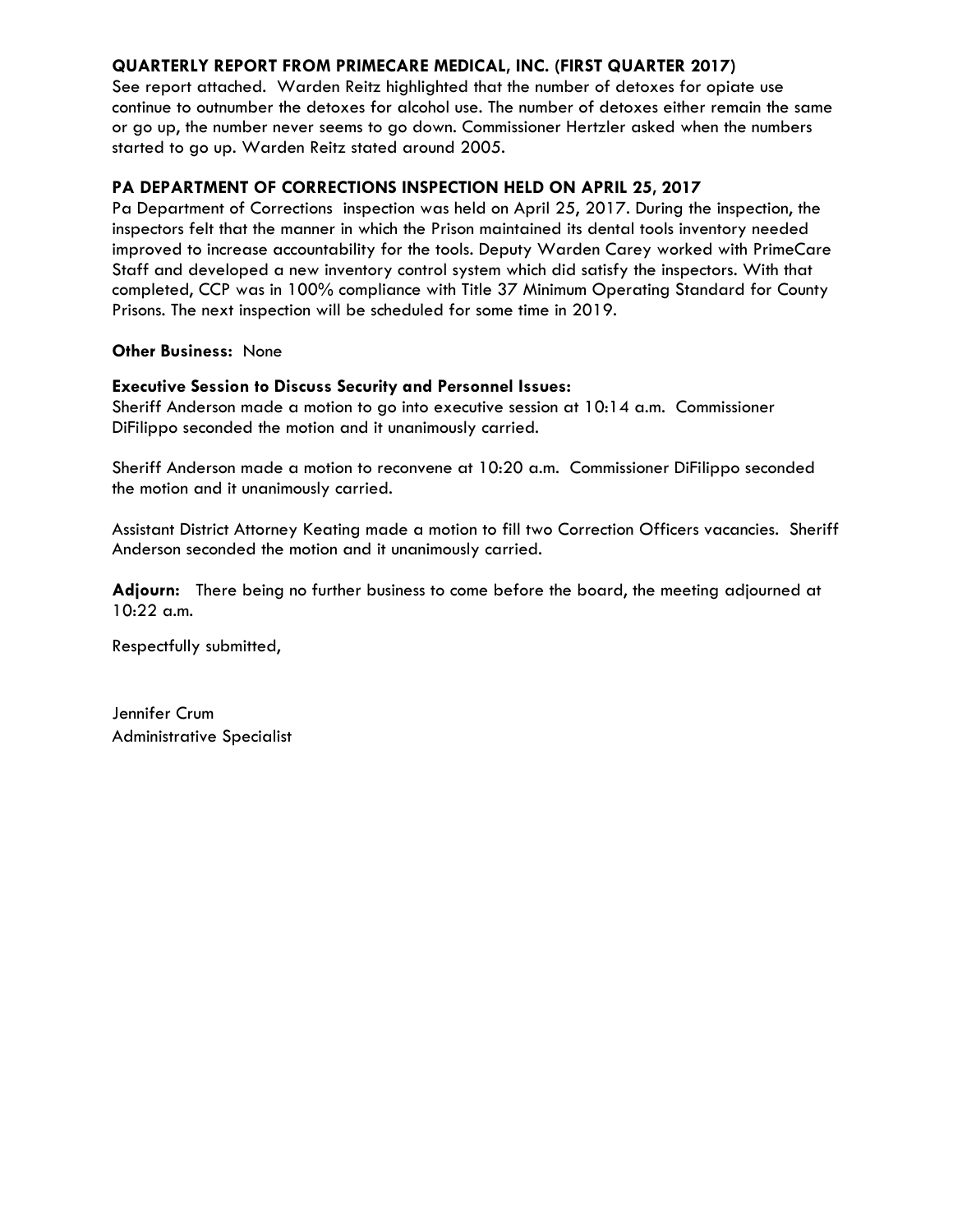## QUARTERLY REPORT FROM PRIMECARE MEDICAL, INC. (FIRST QUARTER 2017)

See report attached. Warden Reitz highlighted that the number of detoxes for opiate use continue to outnumber the detoxes for alcohol use. The number of detoxes either remain the same or go up, the number never seems to go down. Commissioner Hertzler asked when the numbers started to go up. Warden Reitz stated around 2005.

## PA DEPARTMENT OF CORRECTIONS INSPECTION HELD ON APRIL 25, 2017

Pa Department of Corrections inspection was held on April 25, 2017. During the inspection, the inspectors felt that the manner in which the Prison maintained its dental tools inventory needed improved to increase accountability for the tools. Deputy Warden Carey worked with PrimeCare Staff and developed a new inventory control system which did satisfy the inspectors. With that completed, CCP was in 100% compliance with Title 37 Minimum Operating Standard for County Prisons. The next inspection will be scheduled for some time in 2019.

**Other Business:** None

**Executive Session to Discuss Security and Personnel Issues:**

Sheriff Anderson made a motion to go into executive session at 10:14 a.m. Commissioner DiFilippo seconded the motion and it unanimously carried.

Sheriff Anderson made a motion to reconvene at 10:20 a.m. Commissioner DiFilippo seconded the motion and it unanimously carried.

Assistant District Attorney Keating made a motion to fill two Correction Officers vacancies. Sheriff Anderson seconded the motion and it unanimously carried.

**Adjourn:** There being no further business to come before the board, the meeting adjourned at 10:22 a.m.

Respectfully submitted,

Jennifer Crum
Administrative Specialist